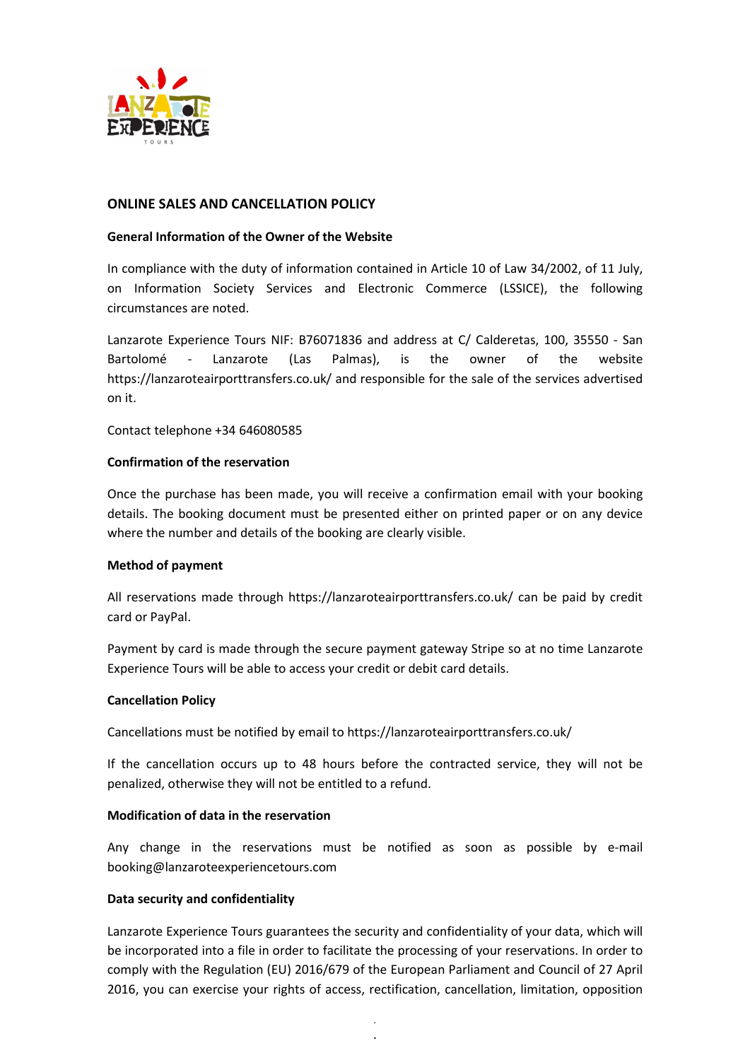## ONLINE SALES AND CANCELLATION POLICY

### General Information of the Owner of the Website

In compliance with the duty of information contained in Article 10 of Law 34/2002, of 11 July, on Information Society Services and Electronic Commerce (LSSICE), the following circumstances are noted.

Lanzarote Experience Tours NIF: B76071836 and address at C/ Calderetas, 100, 35550 - San Bartolomé - Lanzarote (Las Palmas), is the owner of the website https://lanzaroteairporttransfers.co.uk/ and responsible for the sale of the services advertised on it.

Contact telephone +34 646080585

### Confirmation of the reservation

Once the purchase has been made, you will receive a confirmation email with your booking details. The booking document must be presented either on printed paper or on any device where the number and details of the booking are clearly visible.

### Method of payment

All reservations made through https://lanzaroteairporttransfers.co.uk/ can be paid by credit card or PayPal.

Payment by card is made through the secure payment gateway Stripe so at no time Lanzarote Experience Tours will be able to access your credit or debit card details.

### Cancellation Policy

Cancellations must be notified by email to https://lanzaroteairporttransfers.co.uk/

If the cancellation occurs up to 48 hours before the contracted service, they will not be penalized, otherwise they will not be entitled to a refund.

### Modification of data in the reservation

Any change in the reservations must be notified as soon as possible by e-mail booking@lanzaroteexperiencetours.com

### Data security and confidentiality

Lanzarote Experience Tours guarantees the security and confidentiality of your data, which will be incorporated into a file in order to facilitate the processing of your reservations. In order to comply with the Regulation (EU) 2016/679 of the European Parliament and Council of 27 April 2016, you can exercise your rights of access, rectification, cancellation, limitation, opposition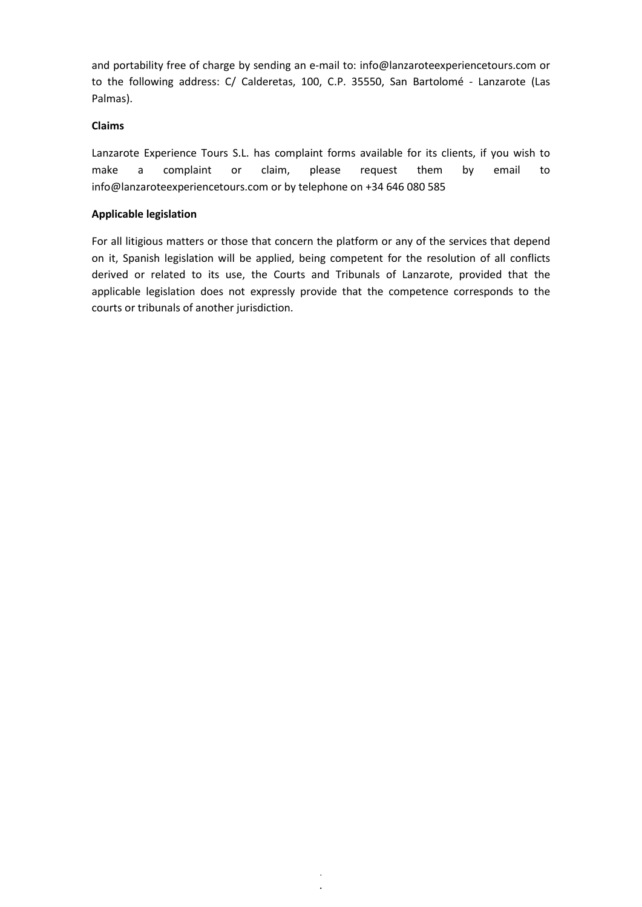and portability free of charge by sending an e-mail to: info@lanzaroteexperiencetours.com or to the following address: C/ Calderetas, 100, C.P. 35550, San Bartolomé - Lanzarote (Las Palmas).

**Claims**

Lanzarote Experience Tours S.L. has complaint forms available for its clients, if you wish to make a complaint or claim, please request them by email to info@lanzaroteexperiencetours.com or by telephone on +34 646 080 585

**Applicable legislation**

For all litigious matters or those that concern the platform or any of the services that depend on it, Spanish legislation will be applied, being competent for the resolution of all conflicts derived or related to its use, the Courts and Tribunals of Lanzarote, provided that the applicable legislation does not expressly provide that the competence corresponds to the courts or tribunals of another jurisdiction.